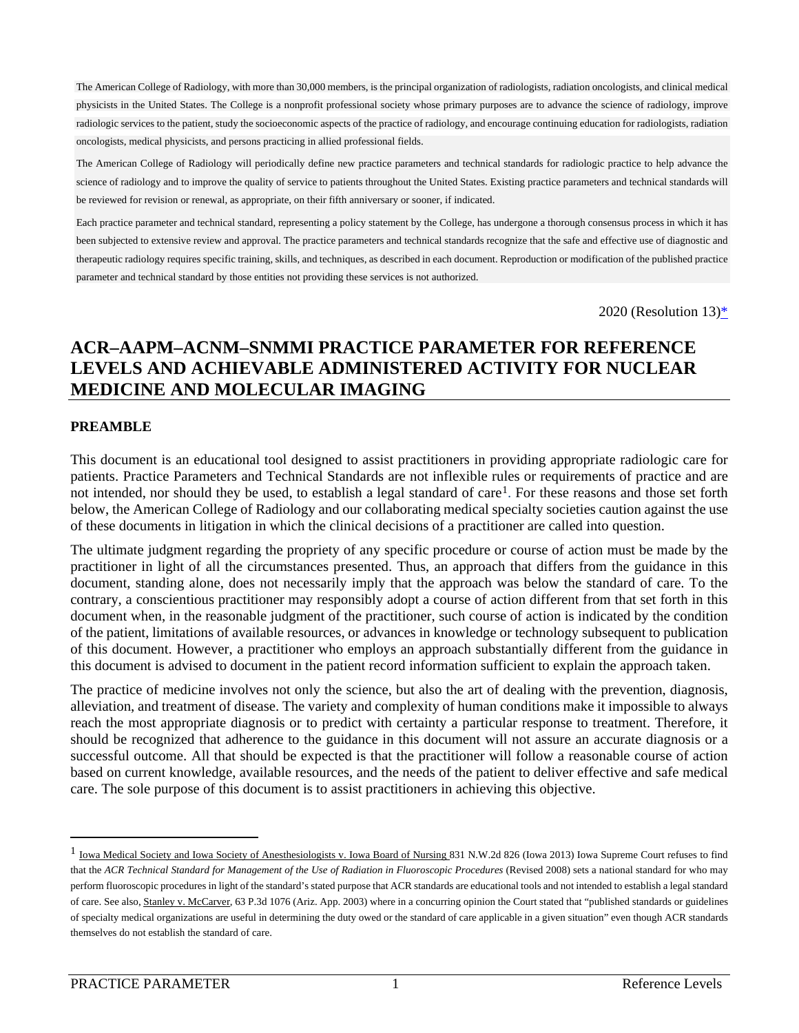The American College of Radiology, with more than 30,000 members, is the principal organization of radiologists, radiation oncologists, and clinical medical physicists in the United States. The College is a nonprofit professional society whose primary purposes are to advance the science of radiology, improve radiologic services to the patient, study the socioeconomic aspects of the practice of radiology, and encourage continuing education for radiologists, radiation oncologists, medical physicists, and persons practicing in allied professional fields.

The American College of Radiology will periodically define new practice parameters and technical standards for radiologic practice to help advance the science of radiology and to improve the quality of service to patients throughout the United States. Existing practice parameters and technical standards will be reviewed for revision or renewal, as appropriate, on their fifth anniversary or sooner, if indicated.

Each practice parameter and technical standard, representing a policy statement by the College, has undergone a thorough consensus process in which it has been subjected to extensive review and approval. The practice parameters and technical standards recognize that the safe and effective use of diagnostic and therapeutic radiology requires specific training, skills, and techniques, as described in each document. Reproduction or modification of the published practice parameter and technical standard by those entities not providing these services is not authorized.

2020 (Resolution 13)*

# ACR–AAPM–ACNM–SNMMI PRACTICE PARAMETER FOR REFERENCE LEVELS AND ACHIEVABLE ADMINISTERED ACTIVITY FOR NUCLEAR MEDICINE AND MOLECULAR IMAGING

## PREAMBLE

This document is an educational tool designed to assist practitioners in providing appropriate radiologic care for patients. Practice Parameters and Technical Standards are not inflexible rules or requirements of practice and are not intended, nor should they be used, to establish a legal standard of care[1]. For these reasons and those set forth below, the American College of Radiology and our collaborating medical specialty societies caution against the use of these documents in litigation in which the clinical decisions of a practitioner are called into question.

The ultimate judgment regarding the propriety of any specific procedure or course of action must be made by the practitioner in light of all the circumstances presented. Thus, an approach that differs from the guidance in this document, standing alone, does not necessarily imply that the approach was below the standard of care. To the contrary, a conscientious practitioner may responsibly adopt a course of action different from that set forth in this document when, in the reasonable judgment of the practitioner, such course of action is indicated by the condition of the patient, limitations of available resources, or advances in knowledge or technology subsequent to publication of this document. However, a practitioner who employs an approach substantially different from the guidance in this document is advised to document in the patient record information sufficient to explain the approach taken.

The practice of medicine involves not only the science, but also the art of dealing with the prevention, diagnosis, alleviation, and treatment of disease. The variety and complexity of human conditions make it impossible to always reach the most appropriate diagnosis or to predict with certainty a particular response to treatment. Therefore, it should be recognized that adherence to the guidance in this document will not assure an accurate diagnosis or a successful outcome. All that should be expected is that the practitioner will follow a reasonable course of action based on current knowledge, available resources, and the needs of the patient to deliver effective and safe medical care. The sole purpose of this document is to assist practitioners in achieving this objective.

---

[1] Iowa Medical Society and Iowa Society of Anesthesiologists v. Iowa Board of Nursing 831 N.W.2d 826 (Iowa 2013) Iowa Supreme Court refuses to find that the *ACR Technical Standard for Management of the Use of Radiation in Fluoroscopic Procedures* (Revised 2008) sets a national standard for who may perform fluoroscopic procedures in light of the standard's stated purpose that ACR standards are educational tools and not intended to establish a legal standard of care. See also, Stanley v. McCarver, 63 P.3d 1076 (Ariz. App. 2003) where in a concurring opinion the Court stated that "published standards or guidelines of specialty medical organizations are useful in determining the duty owed or the standard of care applicable in a given situation" even though ACR standards themselves do not establish the standard of care.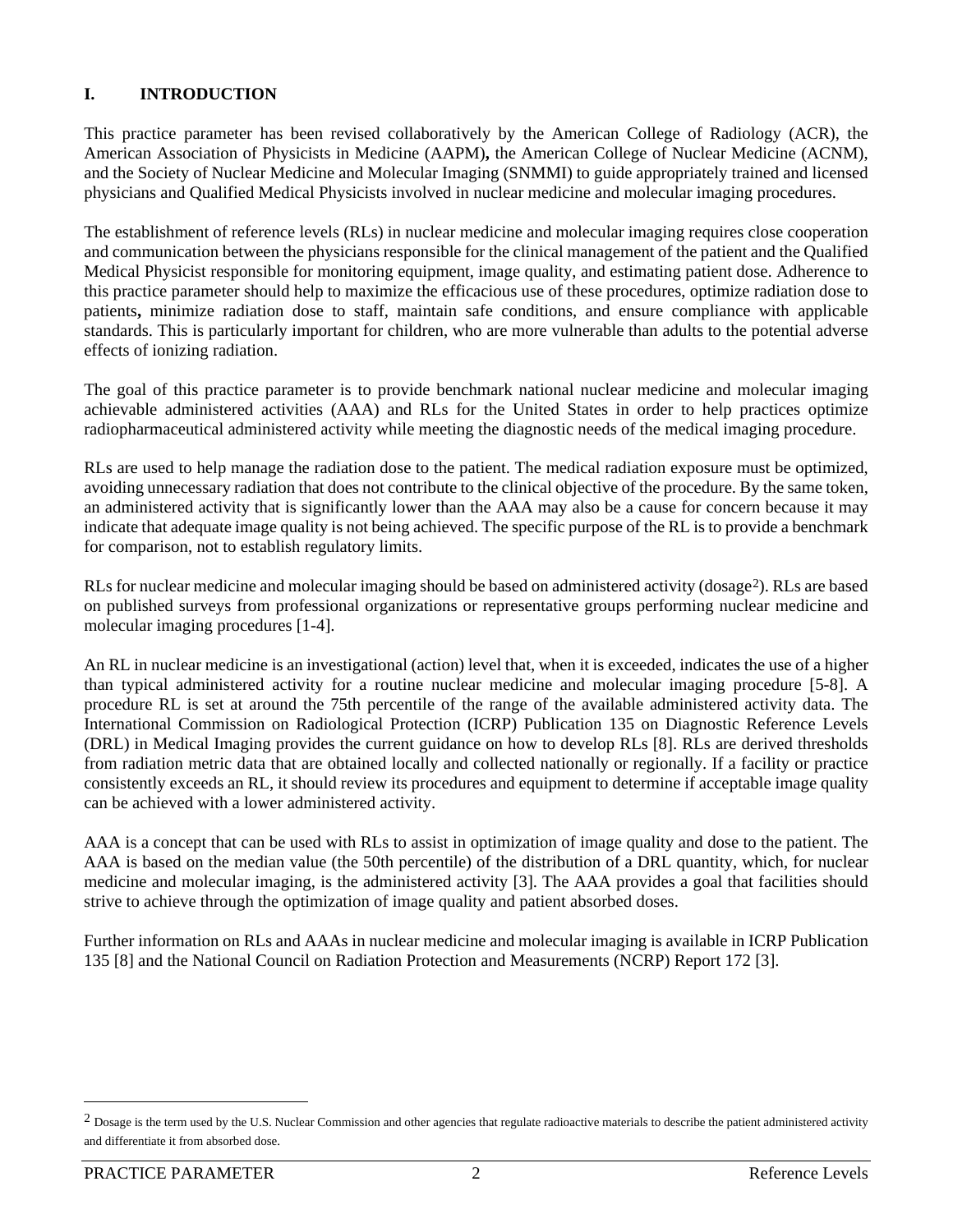## I. INTRODUCTION

This practice parameter has been revised collaboratively by the American College of Radiology (ACR), the American Association of Physicists in Medicine (AAPM)**,** the American College of Nuclear Medicine (ACNM), and the Society of Nuclear Medicine and Molecular Imaging (SNMMI) to guide appropriately trained and licensed physicians and Qualified Medical Physicists involved in nuclear medicine and molecular imaging procedures.

The establishment of reference levels (RLs) in nuclear medicine and molecular imaging requires close cooperation and communication between the physicians responsible for the clinical management of the patient and the Qualified Medical Physicist responsible for monitoring equipment, image quality, and estimating patient dose. Adherence to this practice parameter should help to maximize the efficacious use of these procedures, optimize radiation dose to patients**,** minimize radiation dose to staff, maintain safe conditions, and ensure compliance with applicable standards. This is particularly important for children, who are more vulnerable than adults to the potential adverse effects of ionizing radiation.

The goal of this practice parameter is to provide benchmark national nuclear medicine and molecular imaging achievable administered activities (AAA) and RLs for the United States in order to help practices optimize radiopharmaceutical administered activity while meeting the diagnostic needs of the medical imaging procedure.

RLs are used to help manage the radiation dose to the patient. The medical radiation exposure must be optimized, avoiding unnecessary radiation that does not contribute to the clinical objective of the procedure. By the same token, an administered activity that is significantly lower than the AAA may also be a cause for concern because it may indicate that adequate image quality is not being achieved. The specific purpose of the RL is to provide a benchmark for comparison, not to establish regulatory limits.

RLs for nuclear medicine and molecular imaging should be based on administered activity (dosage[2]). RLs are based on published surveys from professional organizations or representative groups performing nuclear medicine and molecular imaging procedures [1-4].

An RL in nuclear medicine is an investigational (action) level that, when it is exceeded, indicates the use of a higher than typical administered activity for a routine nuclear medicine and molecular imaging procedure [5-8]. A procedure RL is set at around the 75th percentile of the range of the available administered activity data. The International Commission on Radiological Protection (ICRP) Publication 135 on Diagnostic Reference Levels (DRL) in Medical Imaging provides the current guidance on how to develop RLs [8]. RLs are derived thresholds from radiation metric data that are obtained locally and collected nationally or regionally. If a facility or practice consistently exceeds an RL, it should review its procedures and equipment to determine if acceptable image quality can be achieved with a lower administered activity.

AAA is a concept that can be used with RLs to assist in optimization of image quality and dose to the patient. The AAA is based on the median value (the 50th percentile) of the distribution of a DRL quantity, which, for nuclear medicine and molecular imaging, is the administered activity [3]. The AAA provides a goal that facilities should strive to achieve through the optimization of image quality and patient absorbed doses.

Further information on RLs and AAAs in nuclear medicine and molecular imaging is available in ICRP Publication 135 [8] and the National Council on Radiation Protection and Measurements (NCRP) Report 172 [3].

---

[2] Dosage is the term used by the U.S. Nuclear Commission and other agencies that regulate radioactive materials to describe the patient administered activity and differentiate it from absorbed dose.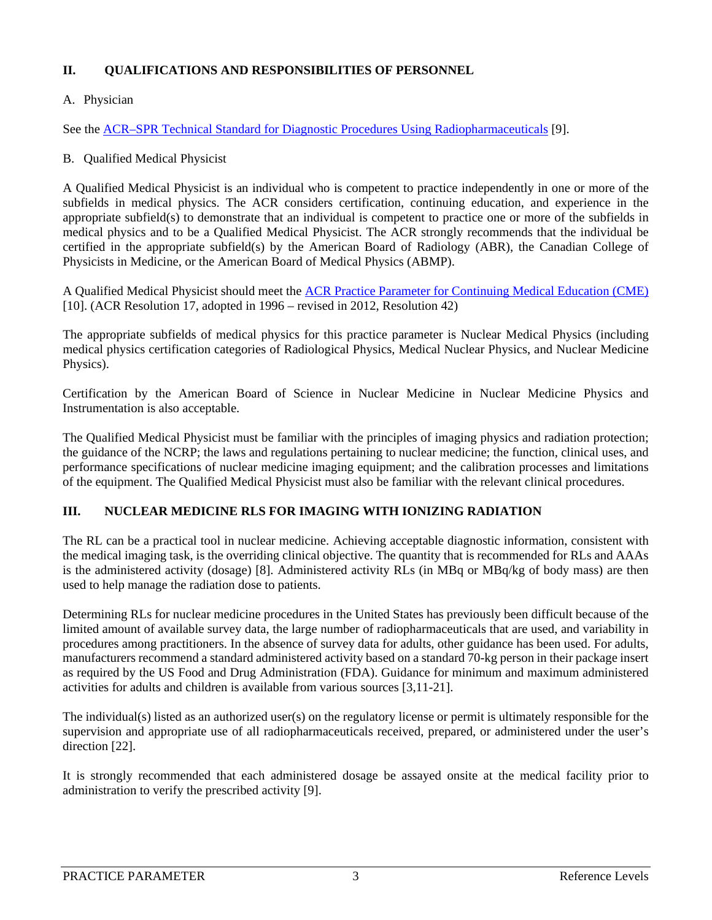## II. QUALIFICATIONS AND RESPONSIBILITIES OF PERSONNEL

### A. Physician

See the [ACR–SPR Technical Standard for Diagnostic Procedures Using Radiopharmaceuticals](#) [9].

### B. Qualified Medical Physicist

A Qualified Medical Physicist is an individual who is competent to practice independently in one or more of the subfields in medical physics. The ACR considers certification, continuing education, and experience in the appropriate subfield(s) to demonstrate that an individual is competent to practice one or more of the subfields in medical physics and to be a Qualified Medical Physicist. The ACR strongly recommends that the individual be certified in the appropriate subfield(s) by the American Board of Radiology (ABR), the Canadian College of Physicists in Medicine, or the American Board of Medical Physics (ABMP).

A Qualified Medical Physicist should meet the [ACR Practice Parameter for Continuing Medical Education (CME)](#) [10]. (ACR Resolution 17, adopted in 1996 – revised in 2012, Resolution 42)

The appropriate subfields of medical physics for this practice parameter is Nuclear Medical Physics (including medical physics certification categories of Radiological Physics, Medical Nuclear Physics, and Nuclear Medicine Physics).

Certification by the American Board of Science in Nuclear Medicine in Nuclear Medicine Physics and Instrumentation is also acceptable.

The Qualified Medical Physicist must be familiar with the principles of imaging physics and radiation protection; the guidance of the NCRP; the laws and regulations pertaining to nuclear medicine; the function, clinical uses, and performance specifications of nuclear medicine imaging equipment; and the calibration processes and limitations of the equipment. The Qualified Medical Physicist must also be familiar with the relevant clinical procedures.

## III. NUCLEAR MEDICINE RLS FOR IMAGING WITH IONIZING RADIATION

The RL can be a practical tool in nuclear medicine. Achieving acceptable diagnostic information, consistent with the medical imaging task, is the overriding clinical objective. The quantity that is recommended for RLs and AAAs is the administered activity (dosage) [8]. Administered activity RLs (in MBq or MBq/kg of body mass) are then used to help manage the radiation dose to patients.

Determining RLs for nuclear medicine procedures in the United States has previously been difficult because of the limited amount of available survey data, the large number of radiopharmaceuticals that are used, and variability in procedures among practitioners. In the absence of survey data for adults, other guidance has been used. For adults, manufacturers recommend a standard administered activity based on a standard 70-kg person in their package insert as required by the US Food and Drug Administration (FDA). Guidance for minimum and maximum administered activities for adults and children is available from various sources [3,11-21].

The individual(s) listed as an authorized user(s) on the regulatory license or permit is ultimately responsible for the supervision and appropriate use of all radiopharmaceuticals received, prepared, or administered under the user's direction [22].

It is strongly recommended that each administered dosage be assayed onsite at the medical facility prior to administration to verify the prescribed activity [9].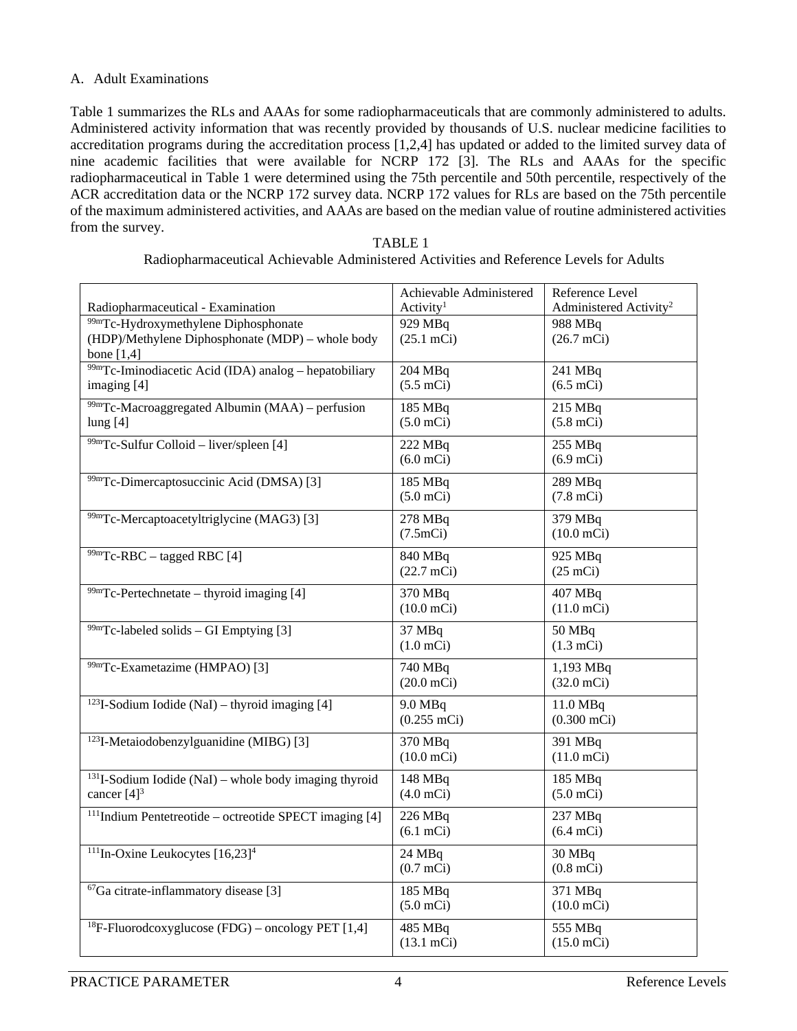A. Adult Examinations

Table 1 summarizes the RLs and AAAs for some radiopharmaceuticals that are commonly administered to adults. Administered activity information that was recently provided by thousands of U.S. nuclear medicine facilities to accreditation programs during the accreditation process [1,2,4] has updated or added to the limited survey data of nine academic facilities that were available for NCRP 172 [3]. The RLs and AAAs for the specific radiopharmaceutical in Table 1 were determined using the 75th percentile and 50th percentile, respectively of the ACR accreditation data or the NCRP 172 survey data. NCRP 172 values for RLs are based on the 75th percentile of the maximum administered activities, and AAAs are based on the median value of routine administered activities from the survey.

TABLE 1
Radiopharmaceutical Achievable Administered Activities and Reference Levels for Adults

| Radiopharmaceutical - Examination | Achievable Administered Activity[1] | Reference Level Administered Activity[2] |
|---|---|---|
| $^{99m}$Tc-Hydroxymethylene Diphosphonate (HDP)/Methylene Diphosphonate (MDP) – whole body bone [1,4] | 929 MBq (25.1 mCi) | 988 MBq (26.7 mCi) |
| $^{99m}$Tc-Iminodiacetic Acid (IDA) analog – hepatobiliary imaging [4] | 204 MBq (5.5 mCi) | 241 MBq (6.5 mCi) |
| $^{99m}$Tc-Macroaggregated Albumin (MAA) – perfusion lung [4] | 185 MBq (5.0 mCi) | 215 MBq (5.8 mCi) |
| $^{99m}$Tc-Sulfur Colloid – liver/spleen [4] | 222 MBq (6.0 mCi) | 255 MBq (6.9 mCi) |
| $^{99m}$Tc-Dimercaptosuccinic Acid (DMSA) [3] | 185 MBq (5.0 mCi) | 289 MBq (7.8 mCi) |
| $^{99m}$Tc-Mercaptoacetyltriglycine (MAG3) [3] | 278 MBq (7.5mCi) | 379 MBq (10.0 mCi) |
| $^{99m}$Tc-RBC – tagged RBC [4] | 840 MBq (22.7 mCi) | 925 MBq (25 mCi) |
| $^{99m}$Tc-Pertechnetate – thyroid imaging [4] | 370 MBq (10.0 mCi) | 407 MBq (11.0 mCi) |
| $^{99m}$Tc-labeled solids – GI Emptying [3] | 37 MBq (1.0 mCi) | 50 MBq (1.3 mCi) |
| $^{99m}$Tc-Exametazime (HMPAO) [3] | 740 MBq (20.0 mCi) | 1,193 MBq (32.0 mCi) |
| $^{123}$I-Sodium Iodide (NaI) – thyroid imaging [4] | 9.0 MBq (0.255 mCi) | 11.0 MBq (0.300 mCi) |
| $^{123}$I-Metaiodobenzylguanidine (MIBG) [3] | 370 MBq (10.0 mCi) | 391 MBq (11.0 mCi) |
| $^{131}$I-Sodium Iodide (NaI) – whole body imaging thyroid cancer [4][3] | 148 MBq (4.0 mCi) | 185 MBq (5.0 mCi) |
| $^{111}$Indium Pentetreotide – octreotide SPECT imaging [4] | 226 MBq (6.1 mCi) | 237 MBq (6.4 mCi) |
| $^{111}$In-Oxine Leukocytes [16,23][4] | 24 MBq (0.7 mCi) | 30 MBq (0.8 mCi) |
| $^{67}$Ga citrate-inflammatory disease [3] | 185 MBq (5.0 mCi) | 371 MBq (10.0 mCi) |
| $^{18}$F-Fluorodcoxyglucose (FDG) – oncology PET [1,4] | 485 MBq (13.1 mCi) | 555 MBq (15.0 mCi) |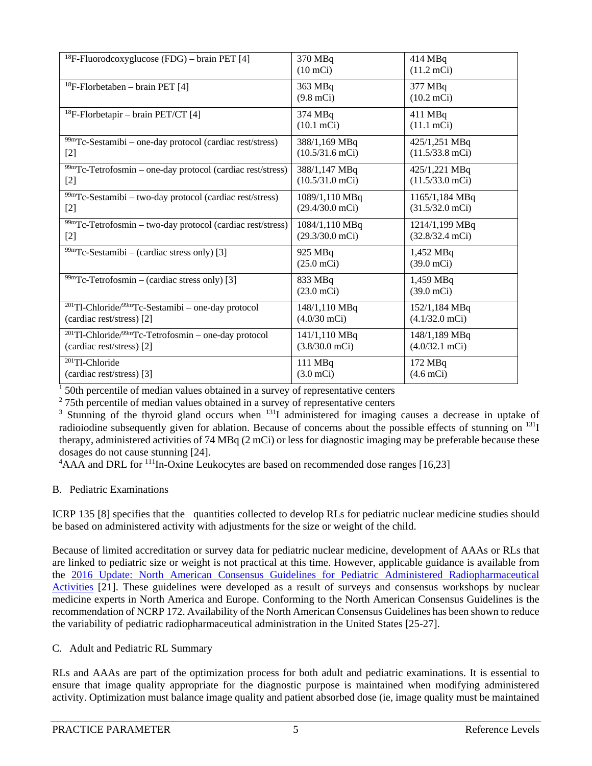| | | |
|---|---|---|
| $^{18}$F-Fluorodeoxyglucose (FDG) – brain PET [4] | 370 MBq (10 mCi) | 414 MBq (11.2 mCi) |
| $^{18}$F-Florbetaben – brain PET [4] | 363 MBq (9.8 mCi) | 377 MBq (10.2 mCi) |
| $^{18}$F-Florbetapir – brain PET/CT [4] | 374 MBq (10.1 mCi) | 411 MBq (11.1 mCi) |
| $^{99m}$Tc-Sestamibi – one-day protocol (cardiac rest/stress) [2] | 388/1,169 MBq (10.5/31.6 mCi) | 425/1,251 MBq (11.5/33.8 mCi) |
| $^{99m}$Tc-Tetrofosmin – one-day protocol (cardiac rest/stress) [2] | 388/1,147 MBq (10.5/31.0 mCi) | 425/1,221 MBq (11.5/33.0 mCi) |
| $^{99m}$Tc-Sestamibi – two-day protocol (cardiac rest/stress) [2] | 1089/1,110 MBq (29.4/30.0 mCi) | 1165/1,184 MBq (31.5/32.0 mCi) |
| $^{99m}$Tc-Tetrofosmin – two-day protocol (cardiac rest/stress) [2] | 1084/1,110 MBq (29.3/30.0 mCi) | 1214/1,199 MBq (32.8/32.4 mCi) |
| $^{99m}$Tc-Sestamibi – (cardiac stress only) [3] | 925 MBq (25.0 mCi) | 1,452 MBq (39.0 mCi) |
| $^{99m}$Tc-Tetrofosmin – (cardiac stress only) [3] | 833 MBq (23.0 mCi) | 1,459 MBq (39.0 mCi) |
| $^{201}$Tl-Chloride/$^{99m}$Tc-Sestamibi – one-day protocol (cardiac rest/stress) [2] | 148/1,110 MBq (4.0/30 mCi) | 152/1,184 MBq (4.1/32.0 mCi) |
| $^{201}$Tl-Chloride/$^{99m}$Tc-Tetrofosmin – one-day protocol (cardiac rest/stress) [2] | 141/1,110 MBq (3.8/30.0 mCi) | 148/1,189 MBq (4.0/32.1 mCi) |
| $^{201}$Tl-Chloride (cardiac rest/stress) [3] | 111 MBq (3.0 mCi) | 172 MBq (4.6 mCi) |

[1] 50th percentile of median values obtained in a survey of representative centers

[2] 75th percentile of median values obtained in a survey of representative centers

[3] Stunning of the thyroid gland occurs when $^{131}$I administered for imaging causes a decrease in uptake of radioiodine subsequently given for ablation. Because of concerns about the possible effects of stunning on $^{131}$I therapy, administered activities of 74 MBq (2 mCi) or less for diagnostic imaging may be preferable because these dosages do not cause stunning [24].

[4]AAA and DRL for $^{111}$In-Oxine Leukocytes are based on recommended dose ranges [16,23]

B. Pediatric Examinations

ICRP 135 [8] specifies that the quantities collected to develop RLs for pediatric nuclear medicine studies should be based on administered activity with adjustments for the size or weight of the child.

Because of limited accreditation or survey data for pediatric nuclear medicine, development of AAAs or RLs that are linked to pediatric size or weight is not practical at this time. However, applicable guidance is available from the 2016 Update: North American Consensus Guidelines for Pediatric Administered Radiopharmaceutical Activities [21]. These guidelines were developed as a result of surveys and consensus workshops by nuclear medicine experts in North America and Europe. Conforming to the North American Consensus Guidelines is the recommendation of NCRP 172. Availability of the North American Consensus Guidelines has been shown to reduce the variability of pediatric radiopharmaceutical administration in the United States [25-27].

C. Adult and Pediatric RL Summary

RLs and AAAs are part of the optimization process for both adult and pediatric examinations. It is essential to ensure that image quality appropriate for the diagnostic purpose is maintained when modifying administered activity. Optimization must balance image quality and patient absorbed dose (ie, image quality must be maintained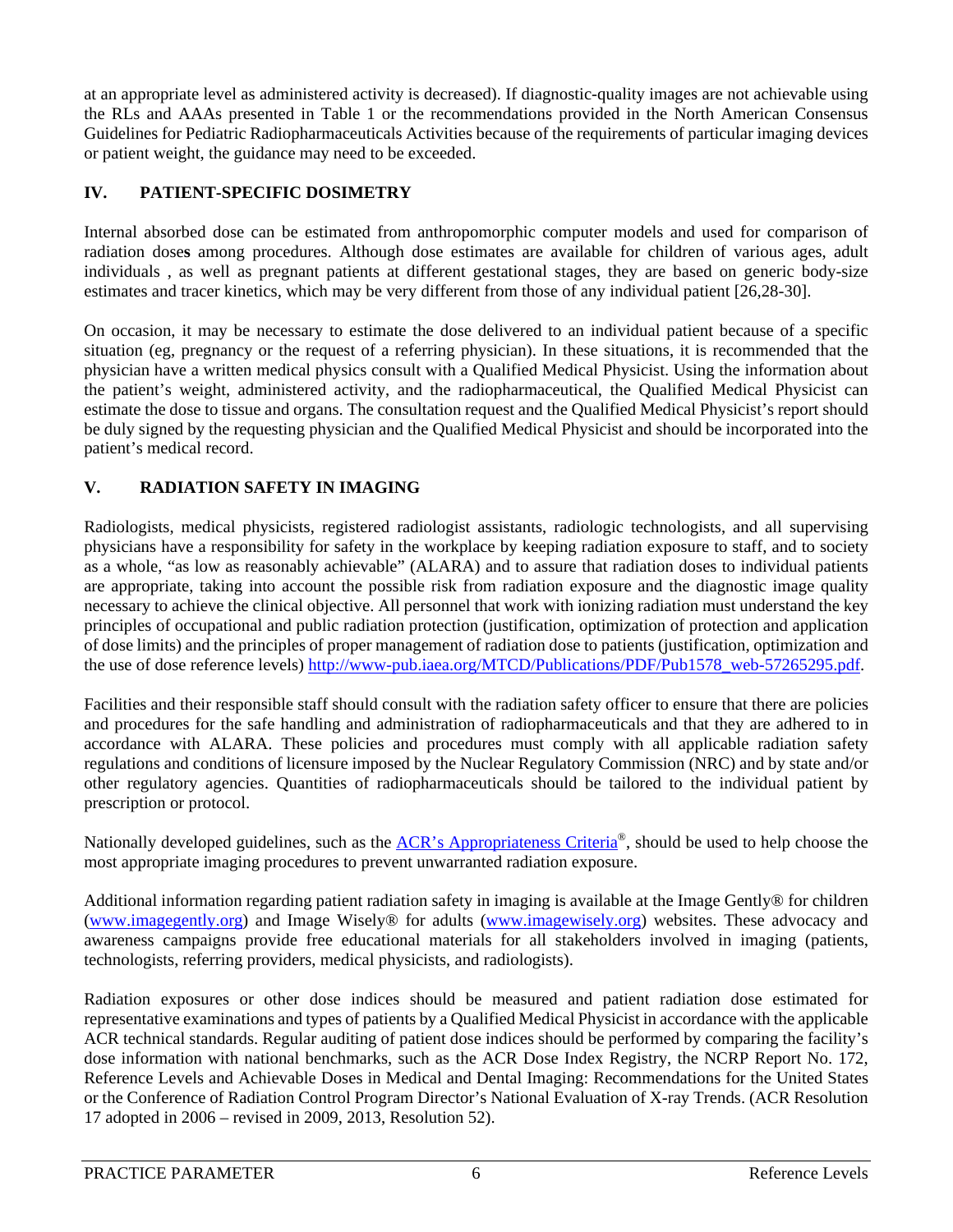at an appropriate level as administered activity is decreased). If diagnostic-quality images are not achievable using the RLs and AAAs presented in Table 1 or the recommendations provided in the North American Consensus Guidelines for Pediatric Radiopharmaceuticals Activities because of the requirements of particular imaging devices or patient weight, the guidance may need to be exceeded.

## IV. PATIENT-SPECIFIC DOSIMETRY

Internal absorbed dose can be estimated from anthropomorphic computer models and used for comparison of radiation doses among procedures. Although dose estimates are available for children of various ages, adult individuals , as well as pregnant patients at different gestational stages, they are based on generic body-size estimates and tracer kinetics, which may be very different from those of any individual patient [26,28-30].

On occasion, it may be necessary to estimate the dose delivered to an individual patient because of a specific situation (eg, pregnancy or the request of a referring physician). In these situations, it is recommended that the physician have a written medical physics consult with a Qualified Medical Physicist. Using the information about the patient's weight, administered activity, and the radiopharmaceutical, the Qualified Medical Physicist can estimate the dose to tissue and organs. The consultation request and the Qualified Medical Physicist's report should be duly signed by the requesting physician and the Qualified Medical Physicist and should be incorporated into the patient's medical record.

## V. RADIATION SAFETY IN IMAGING

Radiologists, medical physicists, registered radiologist assistants, radiologic technologists, and all supervising physicians have a responsibility for safety in the workplace by keeping radiation exposure to staff, and to society as a whole, "as low as reasonably achievable" (ALARA) and to assure that radiation doses to individual patients are appropriate, taking into account the possible risk from radiation exposure and the diagnostic image quality necessary to achieve the clinical objective. All personnel that work with ionizing radiation must understand the key principles of occupational and public radiation protection (justification, optimization of protection and application of dose limits) and the principles of proper management of radiation dose to patients (justification, optimization and the use of dose reference levels) http://www-pub.iaea.org/MTCD/Publications/PDF/Pub1578_web-57265295.pdf.

Facilities and their responsible staff should consult with the radiation safety officer to ensure that there are policies and procedures for the safe handling and administration of radiopharmaceuticals and that they are adhered to in accordance with ALARA. These policies and procedures must comply with all applicable radiation safety regulations and conditions of licensure imposed by the Nuclear Regulatory Commission (NRC) and by state and/or other regulatory agencies. Quantities of radiopharmaceuticals should be tailored to the individual patient by prescription or protocol.

Nationally developed guidelines, such as the ACR's Appropriateness Criteria®, should be used to help choose the most appropriate imaging procedures to prevent unwarranted radiation exposure.

Additional information regarding patient radiation safety in imaging is available at the Image Gently® for children (www.imagegently.org) and Image Wisely® for adults (www.imagewisely.org) websites. These advocacy and awareness campaigns provide free educational materials for all stakeholders involved in imaging (patients, technologists, referring providers, medical physicists, and radiologists).

Radiation exposures or other dose indices should be measured and patient radiation dose estimated for representative examinations and types of patients by a Qualified Medical Physicist in accordance with the applicable ACR technical standards. Regular auditing of patient dose indices should be performed by comparing the facility's dose information with national benchmarks, such as the ACR Dose Index Registry, the NCRP Report No. 172, Reference Levels and Achievable Doses in Medical and Dental Imaging: Recommendations for the United States or the Conference of Radiation Control Program Director's National Evaluation of X-ray Trends. (ACR Resolution 17 adopted in 2006 – revised in 2009, 2013, Resolution 52).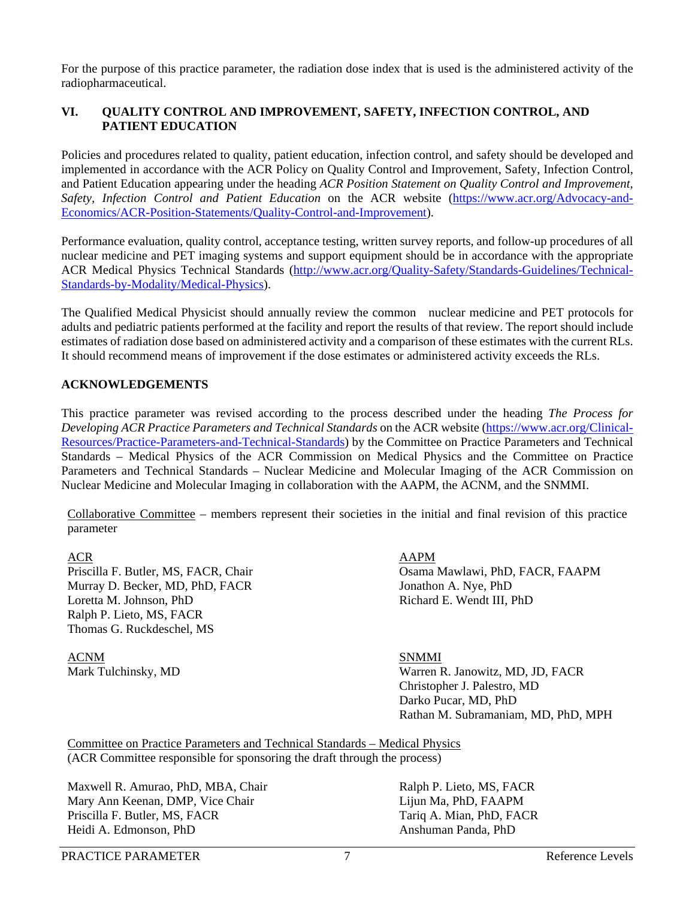For the purpose of this practice parameter, the radiation dose index that is used is the administered activity of the radiopharmaceutical.

## VI. QUALITY CONTROL AND IMPROVEMENT, SAFETY, INFECTION CONTROL, AND PATIENT EDUCATION

Policies and procedures related to quality, patient education, infection control, and safety should be developed and implemented in accordance with the ACR Policy on Quality Control and Improvement, Safety, Infection Control, and Patient Education appearing under the heading *ACR Position Statement on Quality Control and Improvement, Safety, Infection Control and Patient Education* on the ACR website (https://www.acr.org/Advocacy-and-Economics/ACR-Position-Statements/Quality-Control-and-Improvement).

Performance evaluation, quality control, acceptance testing, written survey reports, and follow-up procedures of all nuclear medicine and PET imaging systems and support equipment should be in accordance with the appropriate ACR Medical Physics Technical Standards (http://www.acr.org/Quality-Safety/Standards-Guidelines/Technical-Standards-by-Modality/Medical-Physics).

The Qualified Medical Physicist should annually review the common nuclear medicine and PET protocols for adults and pediatric patients performed at the facility and report the results of that review. The report should include estimates of radiation dose based on administered activity and a comparison of these estimates with the current RLs. It should recommend means of improvement if the dose estimates or administered activity exceeds the RLs.

## ACKNOWLEDGEMENTS

This practice parameter was revised according to the process described under the heading *The Process for Developing ACR Practice Parameters and Technical Standards* on the ACR website (https://www.acr.org/Clinical-Resources/Practice-Parameters-and-Technical-Standards) by the Committee on Practice Parameters and Technical Standards – Medical Physics of the ACR Commission on Medical Physics and the Committee on Practice Parameters and Technical Standards – Nuclear Medicine and Molecular Imaging of the ACR Commission on Nuclear Medicine and Molecular Imaging in collaboration with the AAPM, the ACNM, and the SNMMI.

Collaborative Committee – members represent their societies in the initial and final revision of this practice parameter

ACR
Priscilla F. Butler, MS, FACR, Chair
Murray D. Becker, MD, PhD, FACR
Loretta M. Johnson, PhD
Ralph P. Lieto, MS, FACR
Thomas G. Ruckdeschel, MS

AAPM
Osama Mawlawi, PhD, FACR, FAAPM
Jonathon A. Nye, PhD
Richard E. Wendt III, PhD

ACNM
Mark Tulchinsky, MD

SNMMI
Warren R. Janowitz, MD, JD, FACR
Christopher J. Palestro, MD
Darko Pucar, MD, PhD
Rathan M. Subramaniam, MD, PhD, MPH

Committee on Practice Parameters and Technical Standards – Medical Physics
(ACR Committee responsible for sponsoring the draft through the process)

Maxwell R. Amurao, PhD, MBA, Chair
Mary Ann Keenan, DMP, Vice Chair
Priscilla F. Butler, MS, FACR
Heidi A. Edmonson, PhD
Ralph P. Lieto, MS, FACR
Lijun Ma, PhD, FAAPM
Tariq A. Mian, PhD, FACR
Anshuman Panda, PhD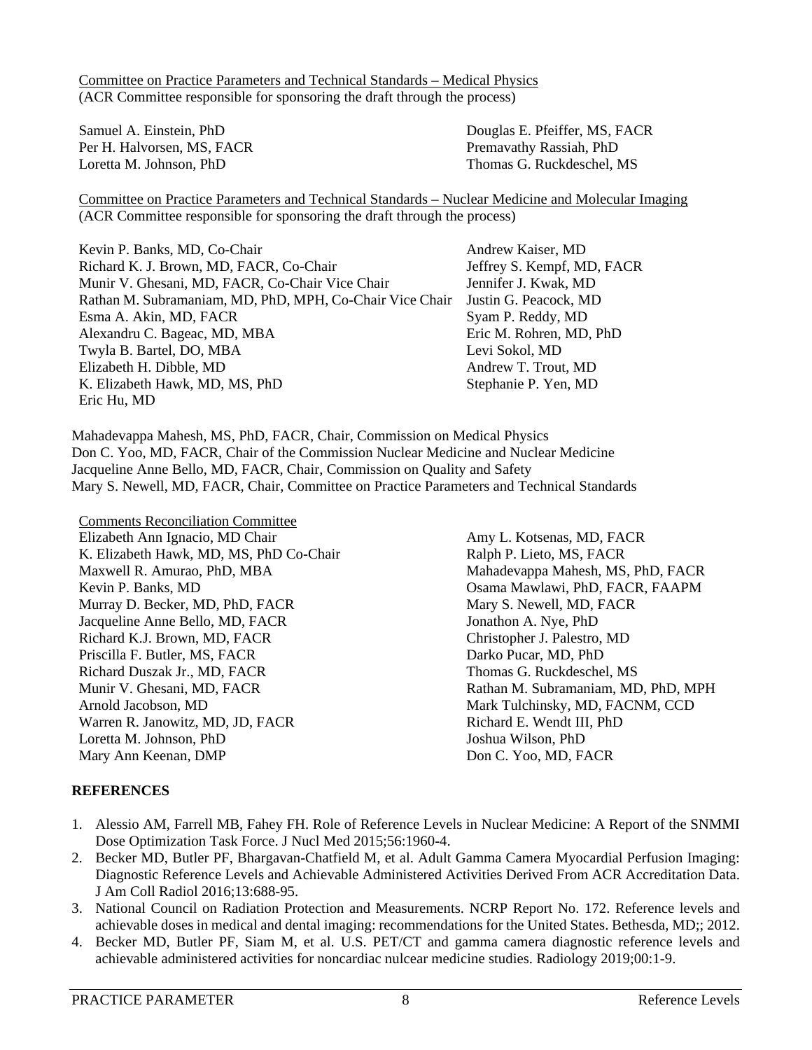Committee on Practice Parameters and Technical Standards – Medical Physics
(ACR Committee responsible for sponsoring the draft through the process)

Samuel A. Einstein, PhD
Per H. Halvorsen, MS, FACR
Loretta M. Johnson, PhD
Douglas E. Pfeiffer, MS, FACR
Premavathy Rassiah, PhD
Thomas G. Ruckdeschel, MS

Committee on Practice Parameters and Technical Standards – Nuclear Medicine and Molecular Imaging
(ACR Committee responsible for sponsoring the draft through the process)

Kevin P. Banks, MD, Co-Chair
Richard K. J. Brown, MD, FACR, Co-Chair
Munir V. Ghesani, MD, FACR, Co-Chair Vice Chair
Rathan M. Subramaniam, MD, PhD, MPH, Co-Chair Vice Chair
Esma A. Akin, MD, FACR
Alexandru C. Bageac, MD, MBA
Twyla B. Bartel, DO, MBA
Elizabeth H. Dibble, MD
K. Elizabeth Hawk, MD, MS, PhD
Eric Hu, MD
Andrew Kaiser, MD
Jeffrey S. Kempf, MD, FACR
Jennifer J. Kwak, MD
Justin G. Peacock, MD
Syam P. Reddy, MD
Eric M. Rohren, MD, PhD
Levi Sokol, MD
Andrew T. Trout, MD
Stephanie P. Yen, MD

Mahadevappa Mahesh, MS, PhD, FACR, Chair, Commission on Medical Physics
Don C. Yoo, MD, FACR, Chair of the Commission Nuclear Medicine and Nuclear Medicine
Jacqueline Anne Bello, MD, FACR, Chair, Commission on Quality and Safety
Mary S. Newell, MD, FACR, Chair, Committee on Practice Parameters and Technical Standards

Comments Reconciliation Committee
Elizabeth Ann Ignacio, MD Chair
K. Elizabeth Hawk, MD, MS, PhD Co-Chair
Maxwell R. Amurao, PhD, MBA
Kevin P. Banks, MD
Murray D. Becker, MD, PhD, FACR
Jacqueline Anne Bello, MD, FACR
Richard K.J. Brown, MD, FACR
Priscilla F. Butler, MS, FACR
Richard Duszak Jr., MD, FACR
Munir V. Ghesani, MD, FACR
Arnold Jacobson, MD
Warren R. Janowitz, MD, JD, FACR
Loretta M. Johnson, PhD
Mary Ann Keenan, DMP
Amy L. Kotsenas, MD, FACR
Ralph P. Lieto, MS, FACR
Mahadevappa Mahesh, MS, PhD, FACR
Osama Mawlawi, PhD, FACR, FAAPM
Mary S. Newell, MD, FACR
Jonathon A. Nye, PhD
Christopher J. Palestro, MD
Darko Pucar, MD, PhD
Thomas G. Ruckdeschel, MS
Rathan M. Subramaniam, MD, PhD, MPH
Mark Tulchinsky, MD, FACNM, CCD
Richard E. Wendt III, PhD
Joshua Wilson, PhD
Don C. Yoo, MD, FACR

**REFERENCES**

1. Alessio AM, Farrell MB, Fahey FH. Role of Reference Levels in Nuclear Medicine: A Report of the SNMMI Dose Optimization Task Force. J Nucl Med 2015;56:1960-4.
2. Becker MD, Butler PF, Bhargavan-Chatfield M, et al. Adult Gamma Camera Myocardial Perfusion Imaging: Diagnostic Reference Levels and Achievable Administered Activities Derived From ACR Accreditation Data. J Am Coll Radiol 2016;13:688-95.
3. National Council on Radiation Protection and Measurements. NCRP Report No. 172. Reference levels and achievable doses in medical and dental imaging: recommendations for the United States. Bethesda, MD;; 2012.
4. Becker MD, Butler PF, Siam M, et al. U.S. PET/CT and gamma camera diagnostic reference levels and achievable administered activities for noncardiac nulcear medicine studies. Radiology 2019;00:1-9.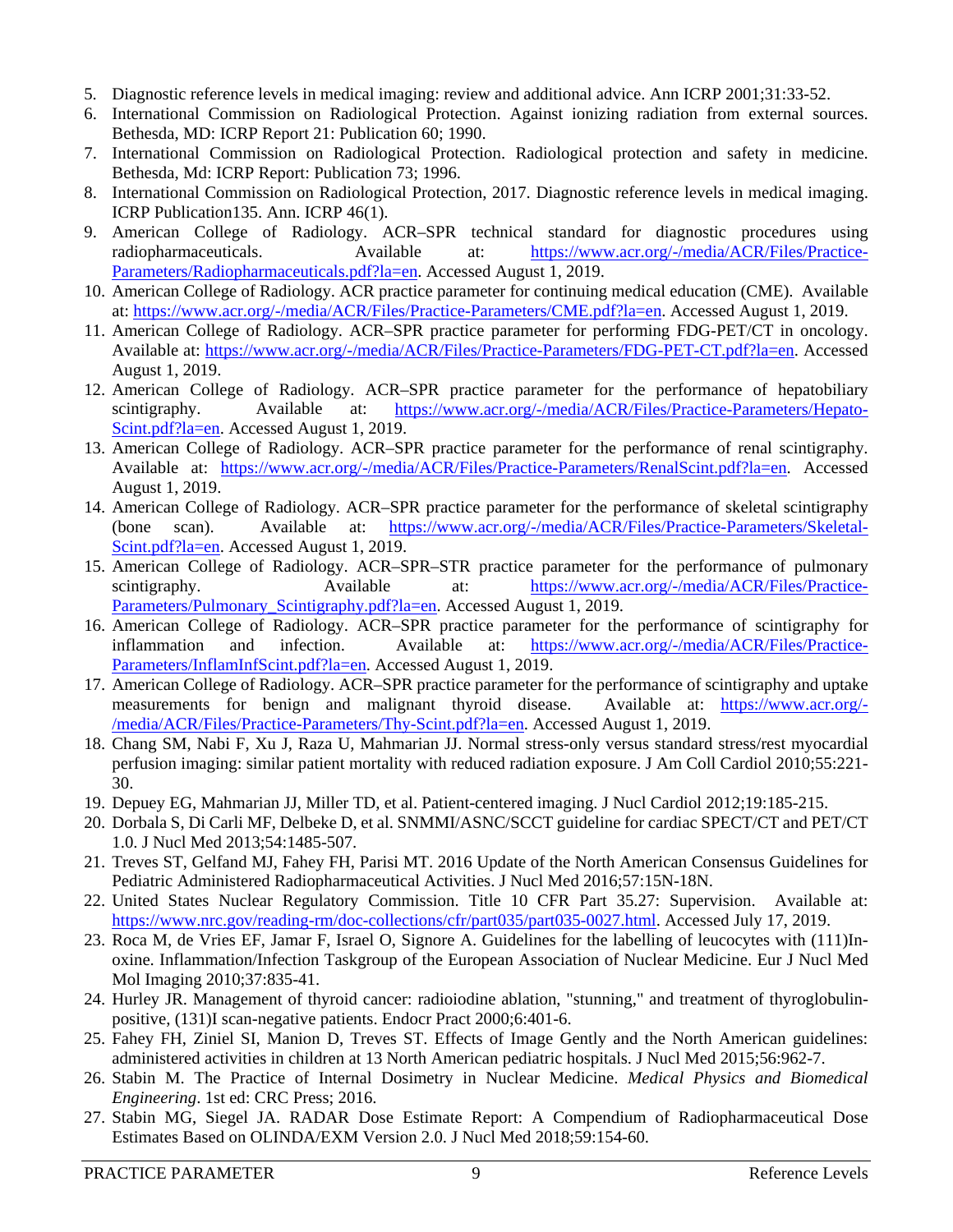5. Diagnostic reference levels in medical imaging: review and additional advice. Ann ICRP 2001;31:33-52.
6. International Commission on Radiological Protection. Against ionizing radiation from external sources. Bethesda, MD: ICRP Report 21: Publication 60; 1990.
7. International Commission on Radiological Protection. Radiological protection and safety in medicine. Bethesda, Md: ICRP Report: Publication 73; 1996.
8. International Commission on Radiological Protection, 2017. Diagnostic reference levels in medical imaging. ICRP Publication135. Ann. ICRP 46(1).
9. American College of Radiology. ACR–SPR technical standard for diagnostic procedures using radiopharmaceuticals. Available at: https://www.acr.org/-/media/ACR/Files/Practice-Parameters/Radiopharmaceuticals.pdf?la=en. Accessed August 1, 2019.
10. American College of Radiology. ACR practice parameter for continuing medical education (CME). Available at: https://www.acr.org/-/media/ACR/Files/Practice-Parameters/CME.pdf?la=en. Accessed August 1, 2019.
11. American College of Radiology. ACR–SPR practice parameter for performing FDG-PET/CT in oncology. Available at: https://www.acr.org/-/media/ACR/Files/Practice-Parameters/FDG-PET-CT.pdf?la=en. Accessed August 1, 2019.
12. American College of Radiology. ACR–SPR practice parameter for the performance of hepatobiliary scintigraphy. Available at: https://www.acr.org/-/media/ACR/Files/Practice-Parameters/Hepato-Scint.pdf?la=en. Accessed August 1, 2019.
13. American College of Radiology. ACR–SPR practice parameter for the performance of renal scintigraphy. Available at: https://www.acr.org/-/media/ACR/Files/Practice-Parameters/RenalScint.pdf?la=en. Accessed August 1, 2019.
14. American College of Radiology. ACR–SPR practice parameter for the performance of skeletal scintigraphy (bone scan). Available at: https://www.acr.org/-/media/ACR/Files/Practice-Parameters/Skeletal-Scint.pdf?la=en. Accessed August 1, 2019.
15. American College of Radiology. ACR–SPR–STR practice parameter for the performance of pulmonary scintigraphy. Available at: https://www.acr.org/-/media/ACR/Files/Practice-Parameters/Pulmonary_Scintigraphy.pdf?la=en. Accessed August 1, 2019.
16. American College of Radiology. ACR–SPR practice parameter for the performance of scintigraphy for inflammation and infection. Available at: https://www.acr.org/-/media/ACR/Files/Practice-Parameters/InflamInfScint.pdf?la=en. Accessed August 1, 2019.
17. American College of Radiology. ACR–SPR practice parameter for the performance of scintigraphy and uptake measurements for benign and malignant thyroid disease. Available at: https://www.acr.org/-/media/ACR/Files/Practice-Parameters/Thy-Scint.pdf?la=en. Accessed August 1, 2019.
18. Chang SM, Nabi F, Xu J, Raza U, Mahmarian JJ. Normal stress-only versus standard stress/rest myocardial perfusion imaging: similar patient mortality with reduced radiation exposure. J Am Coll Cardiol 2010;55:221-30.
19. Depuey EG, Mahmarian JJ, Miller TD, et al. Patient-centered imaging. J Nucl Cardiol 2012;19:185-215.
20. Dorbala S, Di Carli MF, Delbeke D, et al. SNMMI/ASNC/SCCT guideline for cardiac SPECT/CT and PET/CT 1.0. J Nucl Med 2013;54:1485-507.
21. Treves ST, Gelfand MJ, Fahey FH, Parisi MT. 2016 Update of the North American Consensus Guidelines for Pediatric Administered Radiopharmaceutical Activities. J Nucl Med 2016;57:15N-18N.
22. United States Nuclear Regulatory Commission. Title 10 CFR Part 35.27: Supervision. Available at: https://www.nrc.gov/reading-rm/doc-collections/cfr/part035/part035-0027.html. Accessed July 17, 2019.
23. Roca M, de Vries EF, Jamar F, Israel O, Signore A. Guidelines for the labelling of leucocytes with (111)In-oxine. Inflammation/Infection Taskgroup of the European Association of Nuclear Medicine. Eur J Nucl Med Mol Imaging 2010;37:835-41.
24. Hurley JR. Management of thyroid cancer: radioiodine ablation, "stunning," and treatment of thyroglobulin-positive, (131)I scan-negative patients. Endocr Pract 2000;6:401-6.
25. Fahey FH, Ziniel SI, Manion D, Treves ST. Effects of Image Gently and the North American guidelines: administered activities in children at 13 North American pediatric hospitals. J Nucl Med 2015;56:962-7.
26. Stabin M. The Practice of Internal Dosimetry in Nuclear Medicine. *Medical Physics and Biomedical Engineering*. 1st ed: CRC Press; 2016.
27. Stabin MG, Siegel JA. RADAR Dose Estimate Report: A Compendium of Radiopharmaceutical Dose Estimates Based on OLINDA/EXM Version 2.0. J Nucl Med 2018;59:154-60.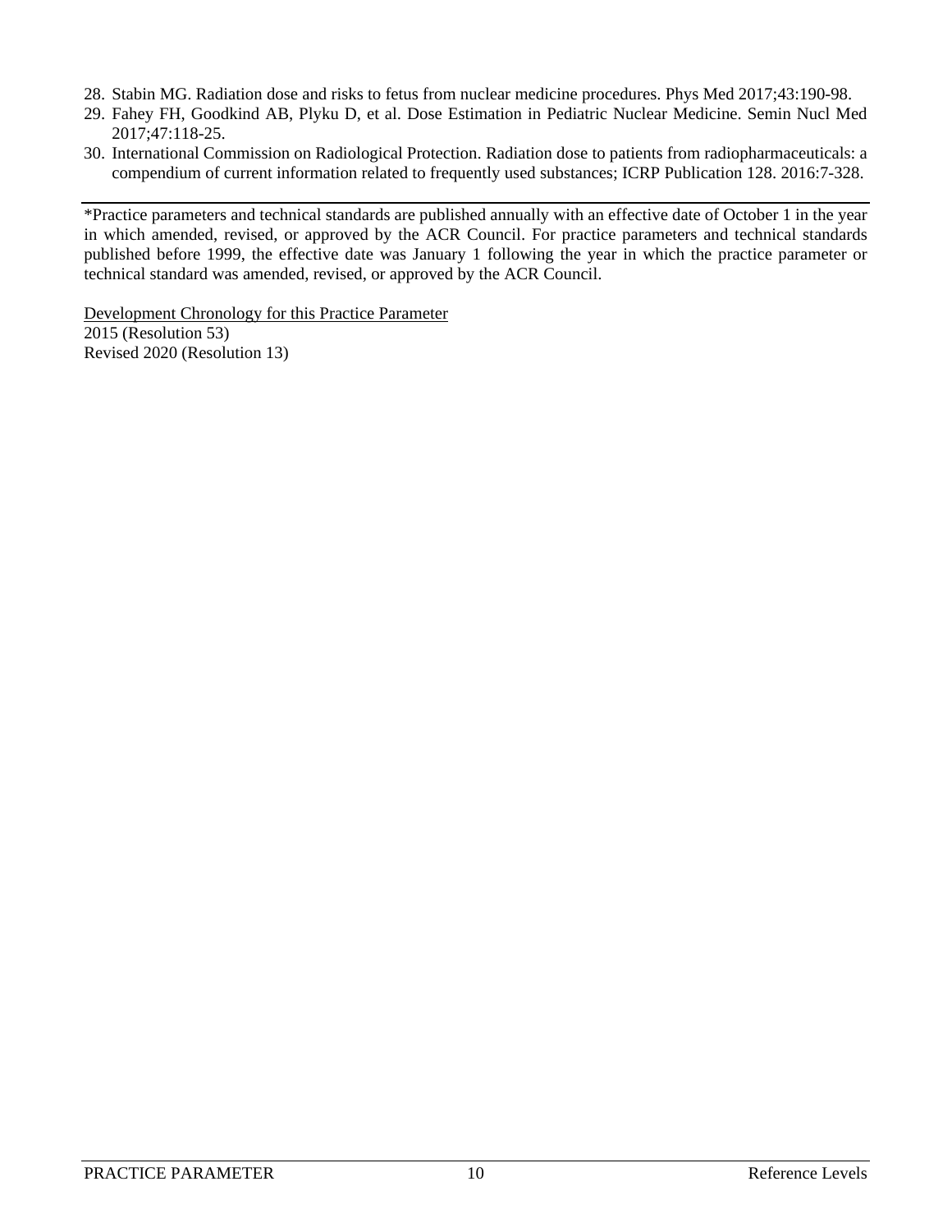28. Stabin MG. Radiation dose and risks to fetus from nuclear medicine procedures. Phys Med 2017;43:190-98.
29. Fahey FH, Goodkind AB, Plyku D, et al. Dose Estimation in Pediatric Nuclear Medicine. Semin Nucl Med 2017;47:118-25.
30. International Commission on Radiological Protection. Radiation dose to patients from radiopharmaceuticals: a compendium of current information related to frequently used substances; ICRP Publication 128. 2016:7-328.

---

*Practice parameters and technical standards are published annually with an effective date of October 1 in the year in which amended, revised, or approved by the ACR Council. For practice parameters and technical standards published before 1999, the effective date was January 1 following the year in which the practice parameter or technical standard was amended, revised, or approved by the ACR Council.

<u>Development Chronology for this Practice Parameter</u>
2015 (Resolution 53)
Revised 2020 (Resolution 13)